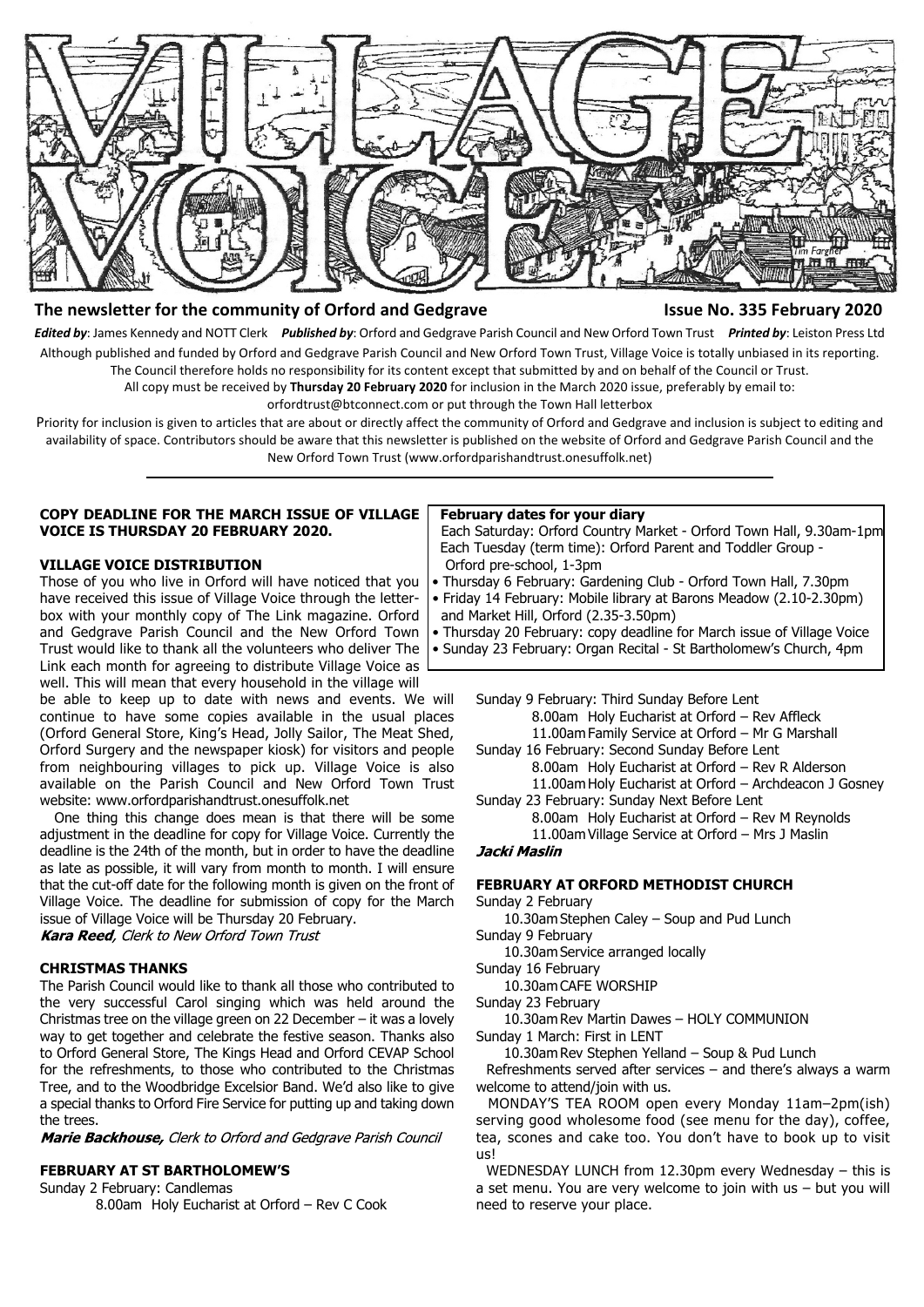# VILLAGE VOICE

**The newsletter for the community of Orford and Gedgrave** **Issue No. 335 February 2020**

***Edited by***: James Kennedy and NOTT Clerk ***Published by***: Orford and Gedgrave Parish Council and New Orford Town Trust ***Printed by***: Leiston Press Ltd

Although published and funded by Orford and Gedgrave Parish Council and New Orford Town Trust, Village Voice is totally unbiased in its reporting. The Council therefore holds no responsibility for its content except that submitted by and on behalf of the Council or Trust.

All copy must be received by **Thursday 20 February 2020** for inclusion in the March 2020 issue, preferably by email to: orfordtrust@btconnect.com or put through the Town Hall letterbox

Priority for inclusion is given to articles that are about or directly affect the community of Orford and Gedgrave and inclusion is subject to editing and availability of space. Contributors should be aware that this newsletter is published on the website of Orford and Gedgrave Parish Council and the New Orford Town Trust (www.orfordparishandtrust.onesuffolk.net)

---

**COPY DEADLINE FOR THE MARCH ISSUE OF VILLAGE VOICE IS THURSDAY 20 FEBRUARY 2020.**

## VILLAGE VOICE DISTRIBUTION

Those of you who live in Orford will have noticed that you have received this issue of Village Voice through the letterbox with your monthly copy of The Link magazine. Orford and Gedgrave Parish Council and the New Orford Town Trust would like to thank all the volunteers who deliver The Link each month for agreeing to distribute Village Voice as well. This will mean that every household in the village will be able to keep up to date with news and events. We will continue to have some copies available in the usual places (Orford General Store, King's Head, Jolly Sailor, The Meat Shed, Orford Surgery and the newspaper kiosk) for visitors and people from neighbouring villages to pick up. Village Voice is also available on the Parish Council and New Orford Town Trust website: www.orfordparishandtrust.onesuffolk.net

One thing this change does mean is that there will be some adjustment in the deadline for copy for Village Voice. Currently the deadline is the 24th of the month, but in order to have the deadline as late as possible, it will vary from month to month. I will ensure that the cut-off date for the following month is given on the front of Village Voice. The deadline for submission of copy for the March issue of Village Voice will be Thursday 20 February.

***Kara Reed**, Clerk to New Orford Town Trust*

## CHRISTMAS THANKS

The Parish Council would like to thank all those who contributed to the very successful Carol singing which was held around the Christmas tree on the village green on 22 December – it was a lovely way to get together and celebrate the festive season. Thanks also to Orford General Store, The Kings Head and Orford CEVAP School for the refreshments, to those who contributed to the Christmas Tree, and to the Woodbridge Excelsior Band. We'd also like to give a special thanks to Orford Fire Service for putting up and taking down the trees.

***Marie Backhouse,** Clerk to Orford and Gedgrave Parish Council*

## FEBRUARY AT ST BARTHOLOMEW'S

Sunday 2 February: Candlemas
- 8.00am Holy Eucharist at Orford – Rev C Cook

**February dates for your diary**

Each Saturday: Orford Country Market - Orford Town Hall, 9.30am-1pm

Each Tuesday (term time): Orford Parent and Toddler Group - Orford pre-school, 1-3pm

- Thursday 6 February: Gardening Club - Orford Town Hall, 7.30pm
- Friday 14 February: Mobile library at Barons Meadow (2.10-2.30pm) and Market Hill, Orford (2.35-3.50pm)
- Thursday 20 February: copy deadline for March issue of Village Voice
- Sunday 23 February: Organ Recital - St Bartholomew's Church, 4pm

Sunday 9 February: Third Sunday Before Lent
- 8.00am Holy Eucharist at Orford – Rev Affleck
- 11.00am Family Service at Orford – Mr G Marshall

Sunday 16 February: Second Sunday Before Lent
- 8.00am Holy Eucharist at Orford – Rev R Alderson
- 11.00am Holy Eucharist at Orford – Archdeacon J Gosney

Sunday 23 February: Sunday Next Before Lent
- 8.00am Holy Eucharist at Orford – Rev M Reynolds
- 11.00am Village Service at Orford – Mrs J Maslin

***Jacki Maslin***

## FEBRUARY AT ORFORD METHODIST CHURCH

Sunday 2 February
- 10.30am Stephen Caley – Soup and Pud Lunch

Sunday 9 February
- 10.30am Service arranged locally

Sunday 16 February
- 10.30am CAFE WORSHIP

Sunday 23 February
- 10.30am Rev Martin Dawes – HOLY COMMUNION

Sunday 1 March: First in LENT
- 10.30am Rev Stephen Yelland – Soup & Pud Lunch

Refreshments served after services – and there's always a warm welcome to attend/join with us.

MONDAY'S TEA ROOM open every Monday 11am–2pm(ish) serving good wholesome food (see menu for the day), coffee, tea, scones and cake too. You don't have to book up to visit us!

WEDNESDAY LUNCH from 12.30pm every Wednesday – this is a set menu. You are very welcome to join with us – but you will need to reserve your place.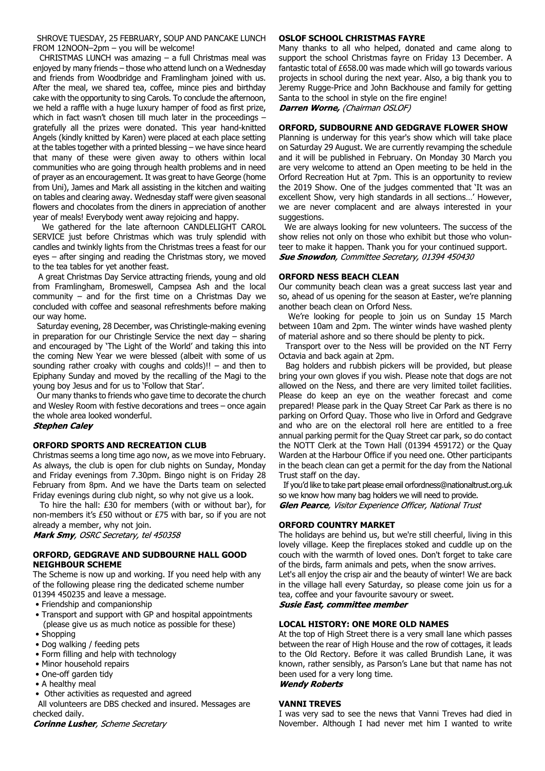SHROVE TUESDAY, 25 FEBRUARY, SOUP AND PANCAKE LUNCH FROM 12NOON–2pm – you will be welcome!

CHRISTMAS LUNCH was amazing – a full Christmas meal was enjoyed by many friends – those who attend lunch on a Wednesday and friends from Woodbridge and Framlingham joined with us. After the meal, we shared tea, coffee, mince pies and birthday cake with the opportunity to sing Carols. To conclude the afternoon, we held a raffle with a huge luxury hamper of food as first prize, which in fact wasn't chosen till much later in the proceedings – gratefully all the prizes were donated. This year hand-knitted Angels (kindly knitted by Karen) were placed at each place setting at the tables together with a printed blessing – we have since heard that many of these were given away to others within local communities who are going through health problems and in need of prayer as an encouragement. It was great to have George (home from Uni), James and Mark all assisting in the kitchen and waiting on tables and clearing away. Wednesday staff were given seasonal flowers and chocolates from the diners in appreciation of another year of meals! Everybody went away rejoicing and happy.

We gathered for the late afternoon CANDLELIGHT CAROL SERVICE just before Christmas which was truly splendid with candles and twinkly lights from the Christmas trees a feast for our eyes – after singing and reading the Christmas story, we moved to the tea tables for yet another feast.

A great Christmas Day Service attracting friends, young and old from Framlingham, Bromeswell, Campsea Ash and the local community – and for the first time on a Christmas Day we concluded with coffee and seasonal refreshments before making our way home.

Saturday evening, 28 December, was Christingle-making evening in preparation for our Christingle Service the next day – sharing and encouraged by 'The Light of the World' and taking this into the coming New Year we were blessed (albeit with some of us sounding rather croaky with coughs and colds)!! – and then to Epiphany Sunday and moved by the recalling of the Magi to the young boy Jesus and for us to 'Follow that Star'.

Our many thanks to friends who gave time to decorate the church and Wesley Room with festive decorations and trees – once again the whole area looked wonderful.

***Stephen Caley***

### ORFORD SPORTS AND RECREATION CLUB

Christmas seems a long time ago now, as we move into February. As always, the club is open for club nights on Sunday, Monday and Friday evenings from 7.30pm. Bingo night is on Friday 28 February from 8pm. And we have the Darts team on selected Friday evenings during club night, so why not give us a look.

To hire the hall: £30 for members (with or without bar), for non-members it's £50 without or £75 with bar, so if you are not already a member, why not join.

***Mark Smy****, OSRC Secretary, tel 450358*

### ORFORD, GEDGRAVE AND SUDBOURNE HALL GOOD NEIGHBOUR SCHEME

The Scheme is now up and working. If you need help with any of the following please ring the dedicated scheme number 01394 450235 and leave a message.

- Friendship and companionship
- Transport and support with GP and hospital appointments (please give us as much notice as possible for these)
- Shopping
- Dog walking / feeding pets
- Form filling and help with technology
- Minor household repairs
- One-off garden tidy
- A healthy meal
- Other activities as requested and agreed

All volunteers are DBS checked and insured. Messages are checked daily.

***Corinne Lusher****, Scheme Secretary*

### OSLOF SCHOOL CHRISTMAS FAYRE

Many thanks to all who helped, donated and came along to support the school Christmas fayre on Friday 13 December. A fantastic total of £658.00 was made which will go towards various projects in school during the next year. Also, a big thank you to Jeremy Rugge-Price and John Backhouse and family for getting Santa to the school in style on the fire engine!

***Darren Worne,*** *(Chairman OSLOF)*

### ORFORD, SUDBOURNE AND GEDGRAVE FLOWER SHOW

Planning is underway for this year's show which will take place on Saturday 29 August. We are currently revamping the schedule and it will be published in February. On Monday 30 March you are very welcome to attend an Open meeting to be held in the Orford Recreation Hut at 7pm. This is an opportunity to review the 2019 Show. One of the judges commented that 'It was an excellent Show, very high standards in all sections…' However, we are never complacent and are always interested in your suggestions.

We are always looking for new volunteers. The success of the show relies not only on those who exhibit but those who volunteer to make it happen. Thank you for your continued support.

***Sue Snowdon****, Committee Secretary, 01394 450430*

### ORFORD NESS BEACH CLEAN

Our community beach clean was a great success last year and so, ahead of us opening for the season at Easter, we're planning another beach clean on Orford Ness.

We're looking for people to join us on Sunday 15 March between 10am and 2pm. The winter winds have washed plenty of material ashore and so there should be plenty to pick.

Transport over to the Ness will be provided on the NT Ferry Octavia and back again at 2pm.

Bag holders and rubbish pickers will be provided, but please bring your own gloves if you wish. Please note that dogs are not allowed on the Ness, and there are very limited toilet facilities. Please do keep an eye on the weather forecast and come prepared! Please park in the Quay Street Car Park as there is no parking on Orford Quay. Those who live in Orford and Gedgrave and who are on the electoral roll here are entitled to a free annual parking permit for the Quay Street car park, so do contact the NOTT Clerk at the Town Hall (01394 459172) or the Quay Warden at the Harbour Office if you need one. Other participants in the beach clean can get a permit for the day from the National Trust staff on the day.

If you'd like to take part please email orfordness@nationaltrust.org.uk so we know how many bag holders we will need to provide.

***Glen Pearce****, Visitor Experience Officer, National Trust*

### ORFORD COUNTRY MARKET

The holidays are behind us, but we're still cheerful, living in this lovely village. Keep the fireplaces stoked and cuddle up on the couch with the warmth of loved ones. Don't forget to take care of the birds, farm animals and pets, when the snow arrives.

Let's all enjoy the crisp air and the beauty of winter! We are back in the village hall every Saturday, so please come join us for a tea, coffee and your favourite savoury or sweet.

***Susie East, committee member***

### LOCAL HISTORY: ONE MORE OLD NAMES

At the top of High Street there is a very small lane which passes between the rear of High House and the row of cottages, it leads to the Old Rectory. Before it was called Brundish Lane, it was known, rather sensibly, as Parson's Lane but that name has not been used for a very long time.

***Wendy Roberts***

### VANNI TREVES

I was very sad to see the news that Vanni Treves had died in November. Although I had never met him I wanted to write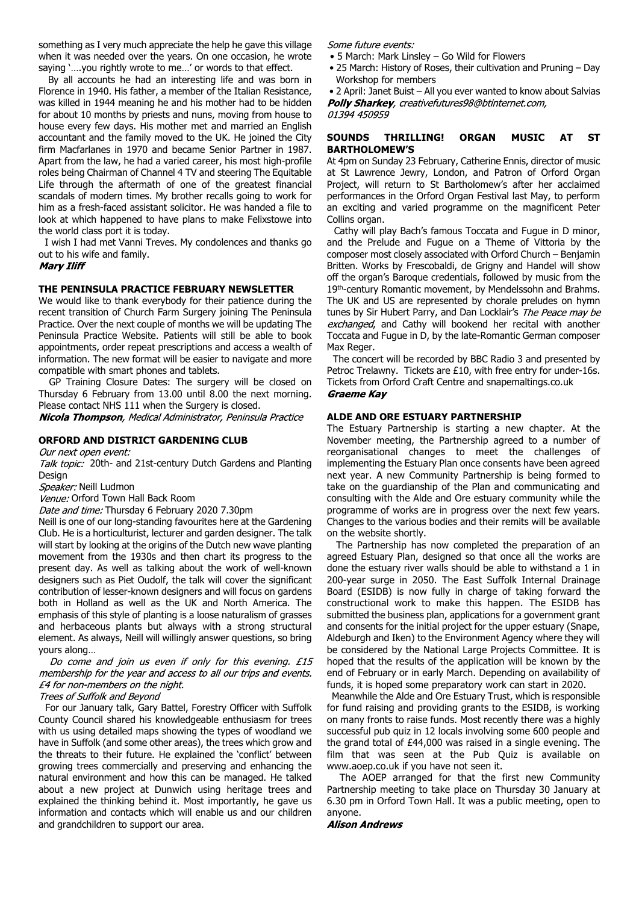something as I very much appreciate the help he gave this village when it was needed over the years. On one occasion, he wrote saying '….you rightly wrote to me…' or words to that effect.

By all accounts he had an interesting life and was born in Florence in 1940. His father, a member of the Italian Resistance, was killed in 1944 meaning he and his mother had to be hidden for about 10 months by priests and nuns, moving from house to house every few days. His mother met and married an English accountant and the family moved to the UK. He joined the City firm Macfarlanes in 1970 and became Senior Partner in 1987. Apart from the law, he had a varied career, his most high-profile roles being Chairman of Channel 4 TV and steering The Equitable Life through the aftermath of one of the greatest financial scandals of modern times. My brother recalls going to work for him as a fresh-faced assistant solicitor. He was handed a file to look at which happened to have plans to make Felixstowe into the world class port it is today.

I wish I had met Vanni Treves. My condolences and thanks go out to his wife and family.

***Mary Iliff***

## THE PENINSULA PRACTICE FEBRUARY NEWSLETTER

We would like to thank everybody for their patience during the recent transition of Church Farm Surgery joining The Peninsula Practice. Over the next couple of months we will be updating The Peninsula Practice Website. Patients will still be able to book appointments, order repeat prescriptions and access a wealth of information. The new format will be easier to navigate and more compatible with smart phones and tablets.

GP Training Closure Dates: The surgery will be closed on Thursday 6 February from 13.00 until 8.00 the next morning. Please contact NHS 111 when the Surgery is closed.

***Nicola Thompson****, Medical Administrator, Peninsula Practice*

## ORFORD AND DISTRICT GARDENING CLUB

*Our next open event:*

*Talk topic:* 20th- and 21st-century Dutch Gardens and Planting Design

*Speaker:* Neill Ludmon

*Venue:* Orford Town Hall Back Room

*Date and time:* Thursday 6 February 2020 7.30pm

Neill is one of our long-standing favourites here at the Gardening Club. He is a horticulturist, lecturer and garden designer. The talk will start by looking at the origins of the Dutch new wave planting movement from the 1930s and then chart its progress to the present day. As well as talking about the work of well-known designers such as Piet Oudolf, the talk will cover the significant contribution of lesser-known designers and will focus on gardens both in Holland as well as the UK and North America. The emphasis of this style of planting is a loose naturalism of grasses and herbaceous plants but always with a strong structural element. As always, Neill will willingly answer questions, so bring yours along…

*Do come and join us even if only for this evening. £15 membership for the year and access to all our trips and events. £4 for non-members on the night.*

*Trees of Suffolk and Beyond*

For our January talk, Gary Battel, Forestry Officer with Suffolk County Council shared his knowledgeable enthusiasm for trees with us using detailed maps showing the types of woodland we have in Suffolk (and some other areas), the trees which grow and the threats to their future. He explained the 'conflict' between growing trees commercially and preserving and enhancing the natural environment and how this can be managed. He talked about a new project at Dunwich using heritage trees and explained the thinking behind it. Most importantly, he gave us information and contacts which will enable us and our children and grandchildren to support our area.

*Some future events:*

- 5 March: Mark Linsley – Go Wild for Flowers
- 25 March: History of Roses, their cultivation and Pruning – Day Workshop for members
- 2 April: Janet Buist – All you ever wanted to know about Salvias

***Polly Sharkey****, creativefutures98@btinternet.com, 01394 450959*

## SOUNDS THRILLING! ORGAN MUSIC AT ST BARTHOLOMEW'S

At 4pm on Sunday 23 February, Catherine Ennis, director of music at St Lawrence Jewry, London, and Patron of Orford Organ Project, will return to St Bartholomew's after her acclaimed performances in the Orford Organ Festival last May, to perform an exciting and varied programme on the magnificent Peter Collins organ.

Cathy will play Bach's famous Toccata and Fugue in D minor, and the Prelude and Fugue on a Theme of Vittoria by the composer most closely associated with Orford Church – Benjamin Britten. Works by Frescobaldi, de Grigny and Handel will show off the organ's Baroque credentials, followed by music from the 19th-century Romantic movement, by Mendelssohn and Brahms. The UK and US are represented by chorale preludes on hymn tunes by Sir Hubert Parry, and Dan Locklair's *The Peace may be exchanged*, and Cathy will bookend her recital with another Toccata and Fugue in D, by the late-Romantic German composer Max Reger.

The concert will be recorded by BBC Radio 3 and presented by Petroc Trelawny. Tickets are £10, with free entry for under-16s. Tickets from Orford Craft Centre and snapemaltings.co.uk

***Graeme Kay***

## ALDE AND ORE ESTUARY PARTNERSHIP

The Estuary Partnership is starting a new chapter. At the November meeting, the Partnership agreed to a number of reorganisational changes to meet the challenges of implementing the Estuary Plan once consents have been agreed next year. A new Community Partnership is being formed to take on the guardianship of the Plan and communicating and consulting with the Alde and Ore estuary community while the programme of works are in progress over the next few years. Changes to the various bodies and their remits will be available on the website shortly.

The Partnership has now completed the preparation of an agreed Estuary Plan, designed so that once all the works are done the estuary river walls should be able to withstand a 1 in 200-year surge in 2050. The East Suffolk Internal Drainage Board (ESIDB) is now fully in charge of taking forward the constructional work to make this happen. The ESIDB has submitted the business plan, applications for a government grant and consents for the initial project for the upper estuary (Snape, Aldeburgh and Iken) to the Environment Agency where they will be considered by the National Large Projects Committee. It is hoped that the results of the application will be known by the end of February or in early March. Depending on availability of funds, it is hoped some preparatory work can start in 2020.

Meanwhile the Alde and Ore Estuary Trust, which is responsible for fund raising and providing grants to the ESIDB, is working on many fronts to raise funds. Most recently there was a highly successful pub quiz in 12 locals involving some 600 people and the grand total of £44,000 was raised in a single evening. The film that was seen at the Pub Quiz is available on www.aoep.co.uk if you have not seen it.

The AOEP arranged for that the first new Community Partnership meeting to take place on Thursday 30 January at 6.30 pm in Orford Town Hall. It was a public meeting, open to anyone.

***Alison Andrews***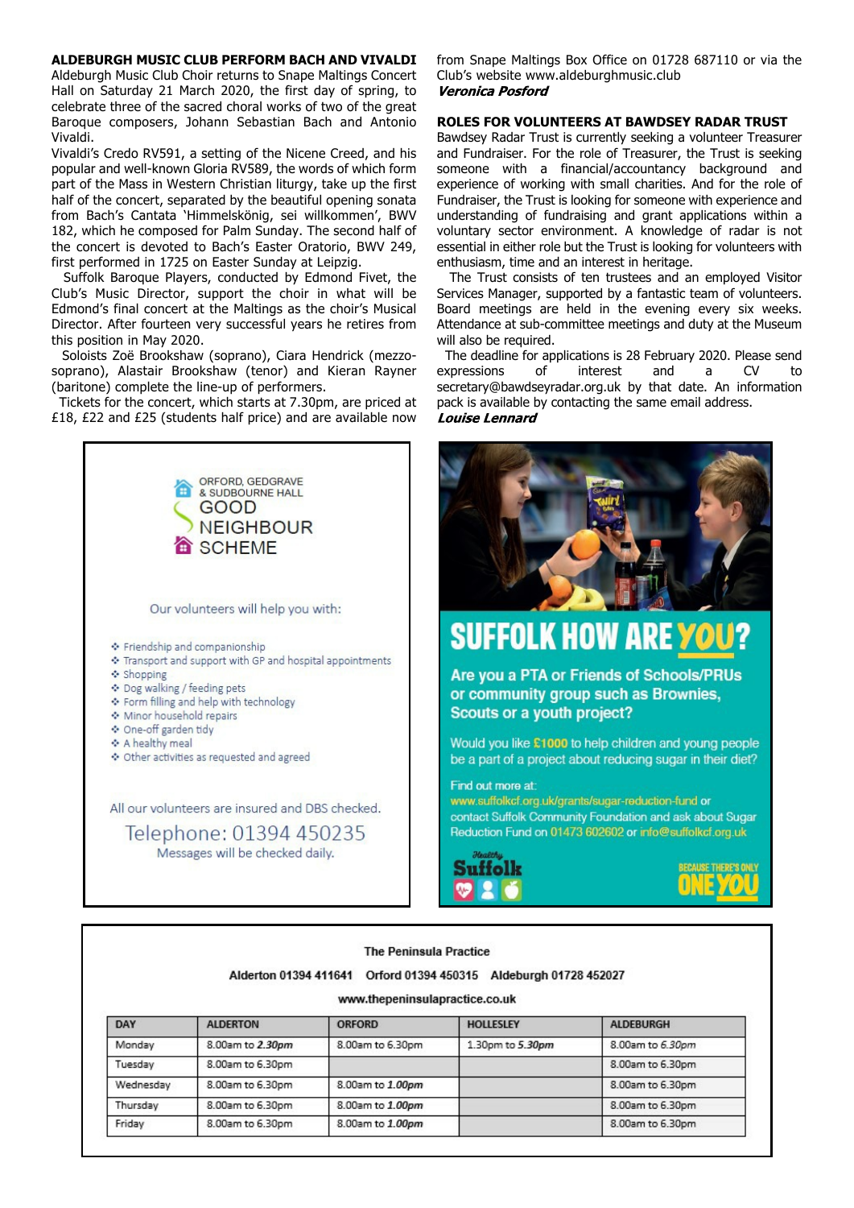**ALDEBURGH MUSIC CLUB PERFORM BACH AND VIVALDI**

Aldeburgh Music Club Choir returns to Snape Maltings Concert Hall on Saturday 21 March 2020, the first day of spring, to celebrate three of the sacred choral works of two of the great Baroque composers, Johann Sebastian Bach and Antonio Vivaldi.

Vivaldi's Credo RV591, a setting of the Nicene Creed, and his popular and well-known Gloria RV589, the words of which form part of the Mass in Western Christian liturgy, take up the first half of the concert, separated by the beautiful opening sonata from Bach's Cantata 'Himmelskönig, sei willkommen', BWV 182, which he composed for Palm Sunday. The second half of the concert is devoted to Bach's Easter Oratorio, BWV 249, first performed in 1725 on Easter Sunday at Leipzig.

Suffolk Baroque Players, conducted by Edmond Fivet, the Club's Music Director, support the choir in what will be Edmond's final concert at the Maltings as the choir's Musical Director. After fourteen very successful years he retires from this position in May 2020.

Soloists Zoë Brookshaw (soprano), Ciara Hendrick (mezzo-soprano), Alastair Brookshaw (tenor) and Kieran Rayner (baritone) complete the line-up of performers.

Tickets for the concert, which starts at 7.30pm, are priced at £18, £22 and £25 (students half price) and are available now from Snape Maltings Box Office on 01728 687110 or via the Club's website www.aldeburghmusic.club

***Veronica Posford***

**ROLES FOR VOLUNTEERS AT BAWDSEY RADAR TRUST**

Bawdsey Radar Trust is currently seeking a volunteer Treasurer and Fundraiser. For the role of Treasurer, the Trust is seeking someone with a financial/accountancy background and experience of working with small charities. And for the role of Fundraiser, the Trust is looking for someone with experience and understanding of fundraising and grant applications within a voluntary sector environment. A knowledge of radar is not essential in either role but the Trust is looking for volunteers with enthusiasm, time and an interest in heritage.

The Trust consists of ten trustees and an employed Visitor Services Manager, supported by a fantastic team of volunteers. Board meetings are held in the evening every six weeks. Attendance at sub-committee meetings and duty at the Museum will also be required.

The deadline for applications is 28 February 2020. Please send expressions of interest and a CV to secretary@bawdseyradar.org.uk by that date. An information pack is available by contacting the same email address.

***Louise Lennard***

ORFORD, GEDGRAVE & SUDBOURNE HALL
GOOD NEIGHBOUR SCHEME

Our volunteers will help you with:

- Friendship and companionship
- Transport and support with GP and hospital appointments
- Shopping
- Dog walking / feeding pets
- Form filling and help with technology
- Minor household repairs
- One-off garden tidy
- A healthy meal
- Other activities as requested and agreed

All our volunteers are insured and DBS checked.

Telephone: 01394 450235

Messages will be checked daily.

**SUFFOLK HOW ARE YOU?**

**Are you a PTA or Friends of Schools/PRUs or community group such as Brownies, Scouts or a youth project?**

Would you like £1000 to help children and young people be a part of a project about reducing sugar in their diet?

Find out more at:
www.suffolkcf.org.uk/grants/sugar-reduction-fund or contact Suffolk Community Foundation and ask about Sugar Reduction Fund on 01473 602602 or info@suffolkcf.org.uk

Healthy Suffolk

BECAUSE THERE'S ONLY ONE YOU

**The Peninsula Practice**

Alderton 01394 411641 Orford 01394 450315 Aldeburgh 01728 452027

www.thepeninsulapractice.co.uk

| DAY | ALDERTON | ORFORD | HOLLESLEY | ALDEBURGH |
|---|---|---|---|---|
| Monday | 8.00am to ***2.30pm*** | 8.00am to 6.30pm | 1.30pm to ***5.30pm*** | 8.00am to *6.30pm* |
| Tuesday | 8.00am to 6.30pm | | | 8.00am to 6.30pm |
| Wednesday | 8.00am to 6.30pm | 8.00am to ***1.00pm*** | | 8.00am to 6.30pm |
| Thursday | 8.00am to 6.30pm | 8.00am to ***1.00pm*** | | 8.00am to 6.30pm |
| Friday | 8.00am to 6.30pm | 8.00am to ***1.00pm*** | | 8.00am to 6.30pm |